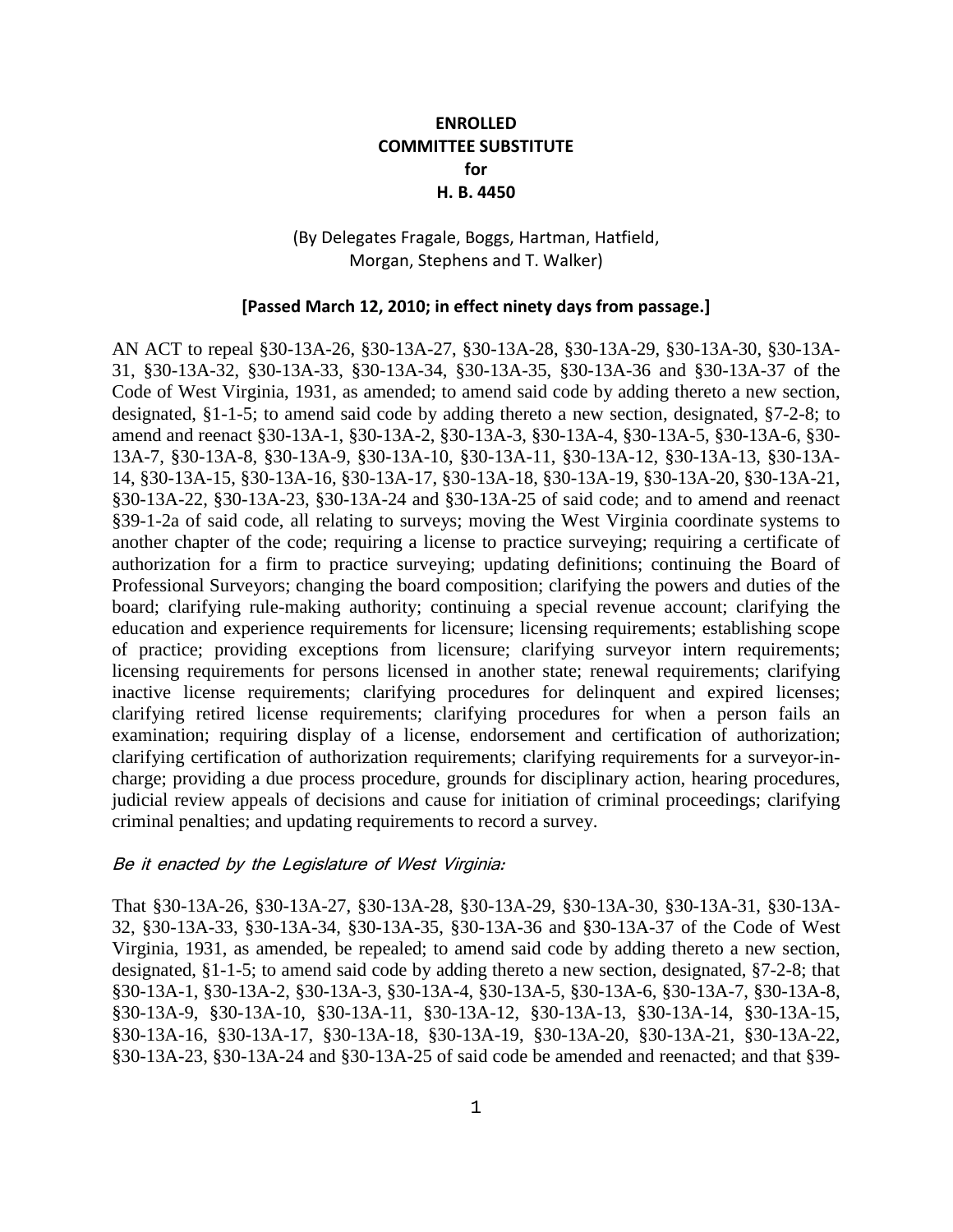**ENROLLED**
**COMMITTEE SUBSTITUTE**
**for**
**H. B. 4450**

(By Delegates Fragale, Boggs, Hartman, Hatfield, Morgan, Stephens and T. Walker)

**[Passed March 12, 2010; in effect ninety days from passage.]**

AN ACT to repeal §30-13A-26, §30-13A-27, §30-13A-28, §30-13A-29, §30-13A-30, §30-13A-31, §30-13A-32, §30-13A-33, §30-13A-34, §30-13A-35, §30-13A-36 and §30-13A-37 of the Code of West Virginia, 1931, as amended; to amend said code by adding thereto a new section, designated, §1-1-5; to amend said code by adding thereto a new section, designated, §7-2-8; to amend and reenact §30-13A-1, §30-13A-2, §30-13A-3, §30-13A-4, §30-13A-5, §30-13A-6, §30-13A-7, §30-13A-8, §30-13A-9, §30-13A-10, §30-13A-11, §30-13A-12, §30-13A-13, §30-13A-14, §30-13A-15, §30-13A-16, §30-13A-17, §30-13A-18, §30-13A-19, §30-13A-20, §30-13A-21, §30-13A-22, §30-13A-23, §30-13A-24 and §30-13A-25 of said code; and to amend and reenact §39-1-2a of said code, all relating to surveys; moving the West Virginia coordinate systems to another chapter of the code; requiring a license to practice surveying; requiring a certificate of authorization for a firm to practice surveying; updating definitions; continuing the Board of Professional Surveyors; changing the board composition; clarifying the powers and duties of the board; clarifying rule-making authority; continuing a special revenue account; clarifying the education and experience requirements for licensure; licensing requirements; establishing scope of practice; providing exceptions from licensure; clarifying surveyor intern requirements; licensing requirements for persons licensed in another state; renewal requirements; clarifying inactive license requirements; clarifying procedures for delinquent and expired licenses; clarifying retired license requirements; clarifying procedures for when a person fails an examination; requiring display of a license, endorsement and certification of authorization; clarifying certification of authorization requirements; clarifying requirements for a surveyor-in-charge; providing a due process procedure, grounds for disciplinary action, hearing procedures, judicial review appeals of decisions and cause for initiation of criminal proceedings; clarifying criminal penalties; and updating requirements to record a survey.

*Be it enacted by the Legislature of West Virginia:*

That §30-13A-26, §30-13A-27, §30-13A-28, §30-13A-29, §30-13A-30, §30-13A-31, §30-13A-32, §30-13A-33, §30-13A-34, §30-13A-35, §30-13A-36 and §30-13A-37 of the Code of West Virginia, 1931, as amended, be repealed; to amend said code by adding thereto a new section, designated, §1-1-5; to amend said code by adding thereto a new section, designated, §7-2-8; that §30-13A-1, §30-13A-2, §30-13A-3, §30-13A-4, §30-13A-5, §30-13A-6, §30-13A-7, §30-13A-8, §30-13A-9, §30-13A-10, §30-13A-11, §30-13A-12, §30-13A-13, §30-13A-14, §30-13A-15, §30-13A-16, §30-13A-17, §30-13A-18, §30-13A-19, §30-13A-20, §30-13A-21, §30-13A-22, §30-13A-23, §30-13A-24 and §30-13A-25 of said code be amended and reenacted; and that §39-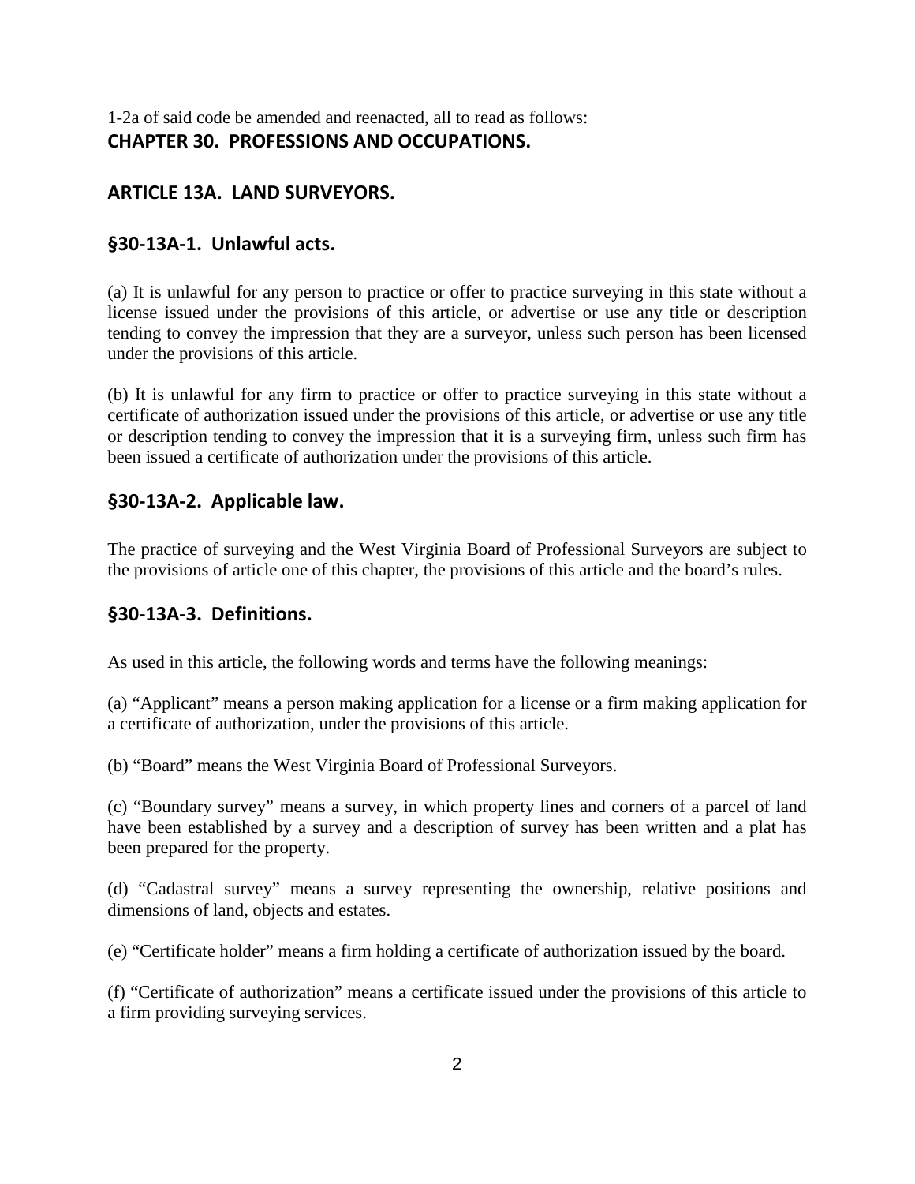1-2a of said code be amended and reenacted, all to read as follows:

# CHAPTER 30. PROFESSIONS AND OCCUPATIONS.

## ARTICLE 13A. LAND SURVEYORS.

### §30-13A-1. Unlawful acts.

(a) It is unlawful for any person to practice or offer to practice surveying in this state without a license issued under the provisions of this article, or advertise or use any title or description tending to convey the impression that they are a surveyor, unless such person has been licensed under the provisions of this article.

(b) It is unlawful for any firm to practice or offer to practice surveying in this state without a certificate of authorization issued under the provisions of this article, or advertise or use any title or description tending to convey the impression that it is a surveying firm, unless such firm has been issued a certificate of authorization under the provisions of this article.

### §30-13A-2. Applicable law.

The practice of surveying and the West Virginia Board of Professional Surveyors are subject to the provisions of article one of this chapter, the provisions of this article and the board's rules.

### §30-13A-3. Definitions.

As used in this article, the following words and terms have the following meanings:

(a) "Applicant" means a person making application for a license or a firm making application for a certificate of authorization, under the provisions of this article.

(b) "Board" means the West Virginia Board of Professional Surveyors.

(c) "Boundary survey" means a survey, in which property lines and corners of a parcel of land have been established by a survey and a description of survey has been written and a plat has been prepared for the property.

(d) "Cadastral survey" means a survey representing the ownership, relative positions and dimensions of land, objects and estates.

(e) "Certificate holder" means a firm holding a certificate of authorization issued by the board.

(f) "Certificate of authorization" means a certificate issued under the provisions of this article to a firm providing surveying services.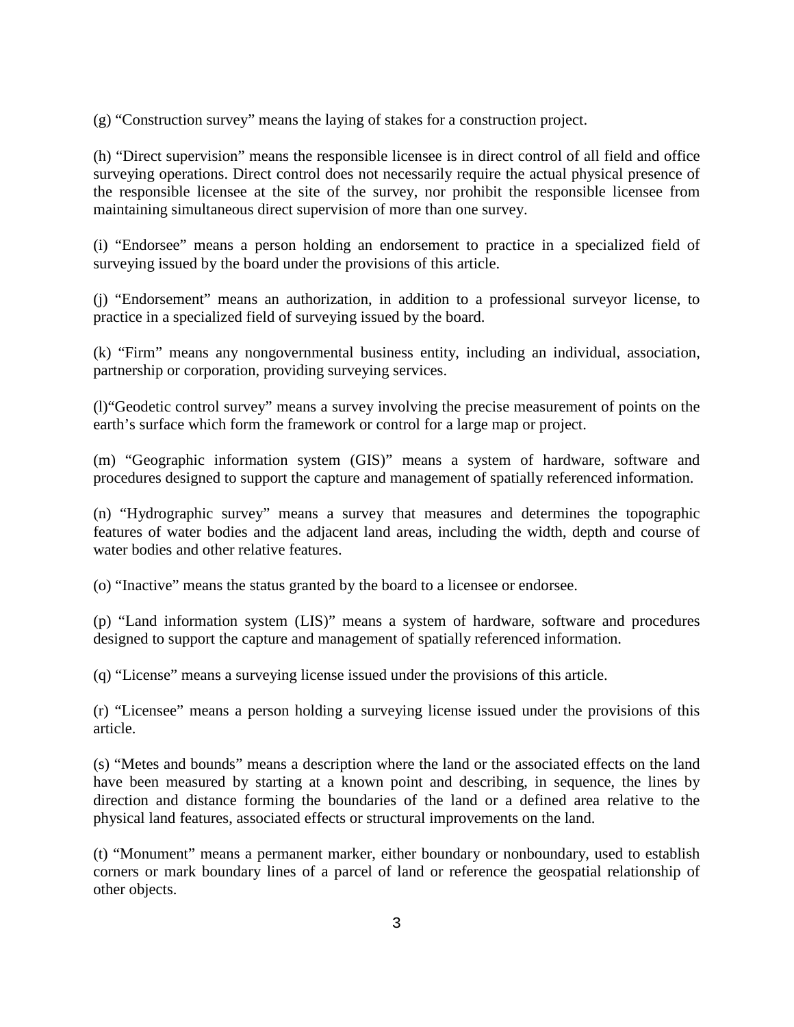(g) “Construction survey” means the laying of stakes for a construction project.

(h) “Direct supervision” means the responsible licensee is in direct control of all field and office surveying operations. Direct control does not necessarily require the actual physical presence of the responsible licensee at the site of the survey, nor prohibit the responsible licensee from maintaining simultaneous direct supervision of more than one survey.

(i) “Endorsee” means a person holding an endorsement to practice in a specialized field of surveying issued by the board under the provisions of this article.

(j) “Endorsement” means an authorization, in addition to a professional surveyor license, to practice in a specialized field of surveying issued by the board.

(k) “Firm” means any nongovernmental business entity, including an individual, association, partnership or corporation, providing surveying services.

(l)“Geodetic control survey” means a survey involving the precise measurement of points on the earth’s surface which form the framework or control for a large map or project.

(m) “Geographic information system (GIS)” means a system of hardware, software and procedures designed to support the capture and management of spatially referenced information.

(n) “Hydrographic survey” means a survey that measures and determines the topographic features of water bodies and the adjacent land areas, including the width, depth and course of water bodies and other relative features.

(o) “Inactive” means the status granted by the board to a licensee or endorsee.

(p) “Land information system (LIS)” means a system of hardware, software and procedures designed to support the capture and management of spatially referenced information.

(q) “License” means a surveying license issued under the provisions of this article.

(r) “Licensee” means a person holding a surveying license issued under the provisions of this article.

(s) “Metes and bounds” means a description where the land or the associated effects on the land have been measured by starting at a known point and describing, in sequence, the lines by direction and distance forming the boundaries of the land or a defined area relative to the physical land features, associated effects or structural improvements on the land.

(t) “Monument” means a permanent marker, either boundary or nonboundary, used to establish corners or mark boundary lines of a parcel of land or reference the geospatial relationship of other objects.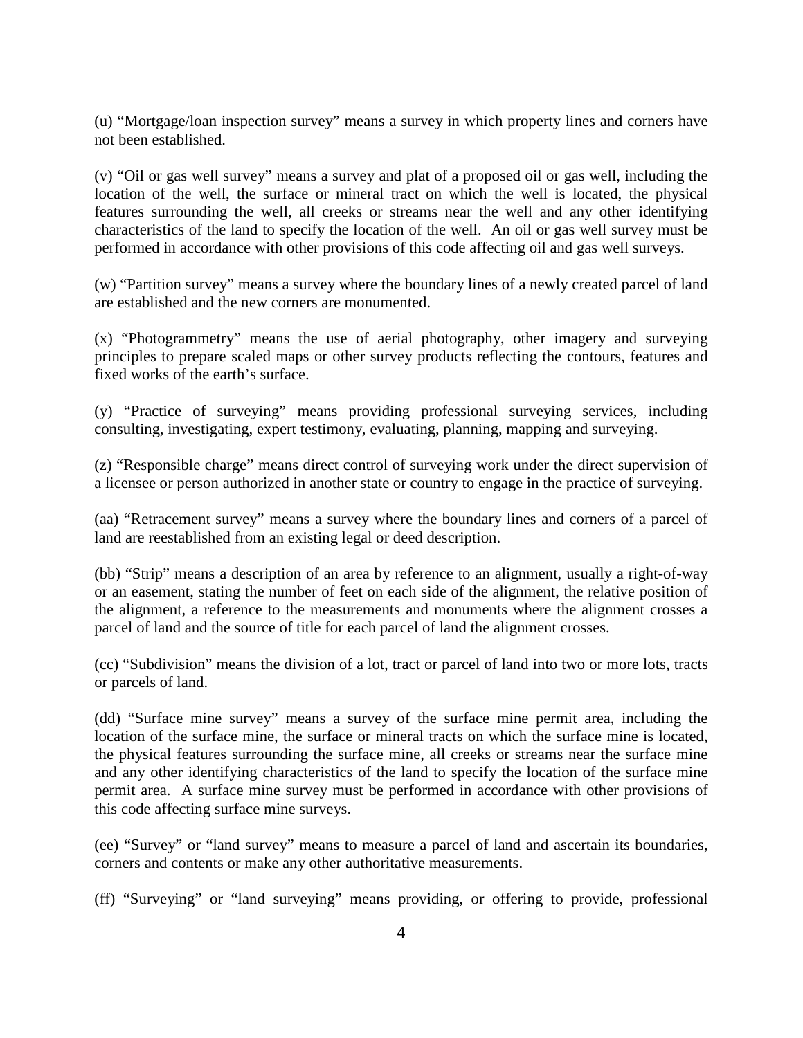(u) "Mortgage/loan inspection survey" means a survey in which property lines and corners have not been established.

(v) "Oil or gas well survey" means a survey and plat of a proposed oil or gas well, including the location of the well, the surface or mineral tract on which the well is located, the physical features surrounding the well, all creeks or streams near the well and any other identifying characteristics of the land to specify the location of the well. An oil or gas well survey must be performed in accordance with other provisions of this code affecting oil and gas well surveys.

(w) "Partition survey" means a survey where the boundary lines of a newly created parcel of land are established and the new corners are monumented.

(x) "Photogrammetry" means the use of aerial photography, other imagery and surveying principles to prepare scaled maps or other survey products reflecting the contours, features and fixed works of the earth's surface.

(y) "Practice of surveying" means providing professional surveying services, including consulting, investigating, expert testimony, evaluating, planning, mapping and surveying.

(z) "Responsible charge" means direct control of surveying work under the direct supervision of a licensee or person authorized in another state or country to engage in the practice of surveying.

(aa) "Retracement survey" means a survey where the boundary lines and corners of a parcel of land are reestablished from an existing legal or deed description.

(bb) "Strip" means a description of an area by reference to an alignment, usually a right-of-way or an easement, stating the number of feet on each side of the alignment, the relative position of the alignment, a reference to the measurements and monuments where the alignment crosses a parcel of land and the source of title for each parcel of land the alignment crosses.

(cc) "Subdivision" means the division of a lot, tract or parcel of land into two or more lots, tracts or parcels of land.

(dd) "Surface mine survey" means a survey of the surface mine permit area, including the location of the surface mine, the surface or mineral tracts on which the surface mine is located, the physical features surrounding the surface mine, all creeks or streams near the surface mine and any other identifying characteristics of the land to specify the location of the surface mine permit area. A surface mine survey must be performed in accordance with other provisions of this code affecting surface mine surveys.

(ee) "Survey" or "land survey" means to measure a parcel of land and ascertain its boundaries, corners and contents or make any other authoritative measurements.

(ff) "Surveying" or "land surveying" means providing, or offering to provide, professional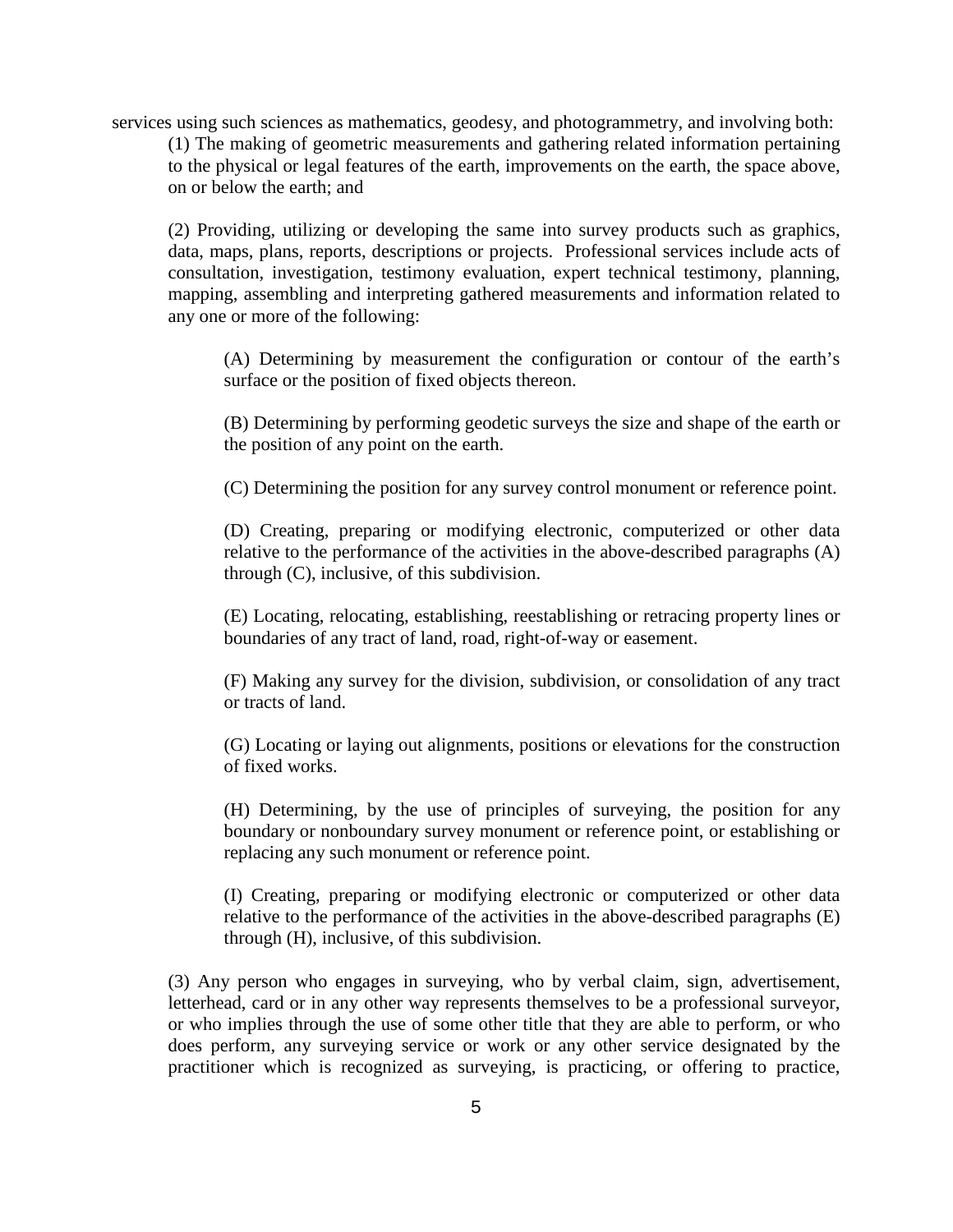services using such sciences as mathematics, geodesy, and photogrammetry, and involving both:

(1) The making of geometric measurements and gathering related information pertaining to the physical or legal features of the earth, improvements on the earth, the space above, on or below the earth; and

(2) Providing, utilizing or developing the same into survey products such as graphics, data, maps, plans, reports, descriptions or projects. Professional services include acts of consultation, investigation, testimony evaluation, expert technical testimony, planning, mapping, assembling and interpreting gathered measurements and information related to any one or more of the following:

(A) Determining by measurement the configuration or contour of the earth's surface or the position of fixed objects thereon.

(B) Determining by performing geodetic surveys the size and shape of the earth or the position of any point on the earth.

(C) Determining the position for any survey control monument or reference point.

(D) Creating, preparing or modifying electronic, computerized or other data relative to the performance of the activities in the above-described paragraphs (A) through (C), inclusive, of this subdivision.

(E) Locating, relocating, establishing, reestablishing or retracing property lines or boundaries of any tract of land, road, right-of-way or easement.

(F) Making any survey for the division, subdivision, or consolidation of any tract or tracts of land.

(G) Locating or laying out alignments, positions or elevations for the construction of fixed works.

(H) Determining, by the use of principles of surveying, the position for any boundary or nonboundary survey monument or reference point, or establishing or replacing any such monument or reference point.

(I) Creating, preparing or modifying electronic or computerized or other data relative to the performance of the activities in the above-described paragraphs (E) through (H), inclusive, of this subdivision.

(3) Any person who engages in surveying, who by verbal claim, sign, advertisement, letterhead, card or in any other way represents themselves to be a professional surveyor, or who implies through the use of some other title that they are able to perform, or who does perform, any surveying service or work or any other service designated by the practitioner which is recognized as surveying, is practicing, or offering to practice,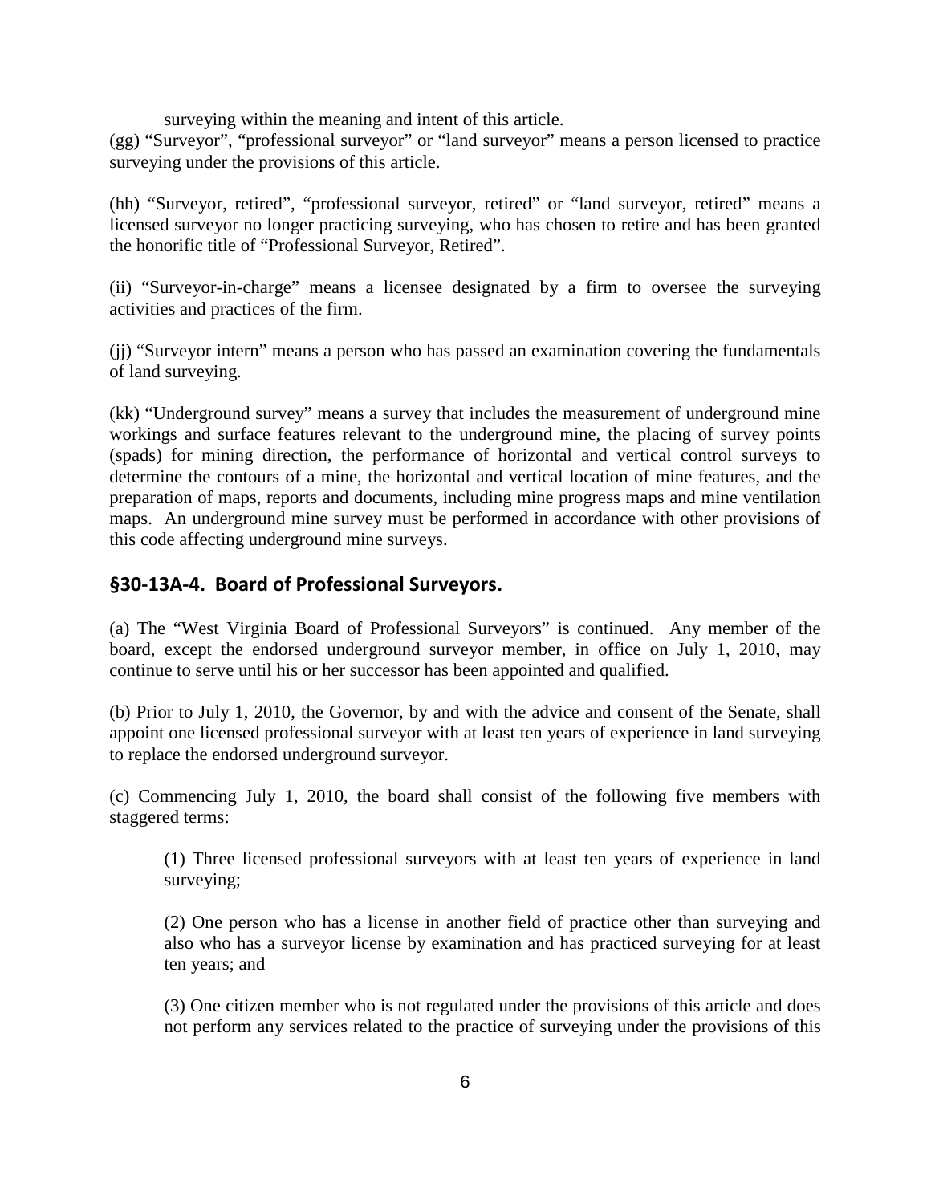surveying within the meaning and intent of this article.

(gg) "Surveyor", "professional surveyor" or "land surveyor" means a person licensed to practice surveying under the provisions of this article.

(hh) "Surveyor, retired", "professional surveyor, retired" or "land surveyor, retired" means a licensed surveyor no longer practicing surveying, who has chosen to retire and has been granted the honorific title of "Professional Surveyor, Retired".

(ii) "Surveyor-in-charge" means a licensee designated by a firm to oversee the surveying activities and practices of the firm.

(jj) "Surveyor intern" means a person who has passed an examination covering the fundamentals of land surveying.

(kk) "Underground survey" means a survey that includes the measurement of underground mine workings and surface features relevant to the underground mine, the placing of survey points (spads) for mining direction, the performance of horizontal and vertical control surveys to determine the contours of a mine, the horizontal and vertical location of mine features, and the preparation of maps, reports and documents, including mine progress maps and mine ventilation maps. An underground mine survey must be performed in accordance with other provisions of this code affecting underground mine surveys.

## §30-13A-4. Board of Professional Surveyors.

(a) The "West Virginia Board of Professional Surveyors" is continued. Any member of the board, except the endorsed underground surveyor member, in office on July 1, 2010, may continue to serve until his or her successor has been appointed and qualified.

(b) Prior to July 1, 2010, the Governor, by and with the advice and consent of the Senate, shall appoint one licensed professional surveyor with at least ten years of experience in land surveying to replace the endorsed underground surveyor.

(c) Commencing July 1, 2010, the board shall consist of the following five members with staggered terms:

(1) Three licensed professional surveyors with at least ten years of experience in land surveying;

(2) One person who has a license in another field of practice other than surveying and also who has a surveyor license by examination and has practiced surveying for at least ten years; and

(3) One citizen member who is not regulated under the provisions of this article and does not perform any services related to the practice of surveying under the provisions of this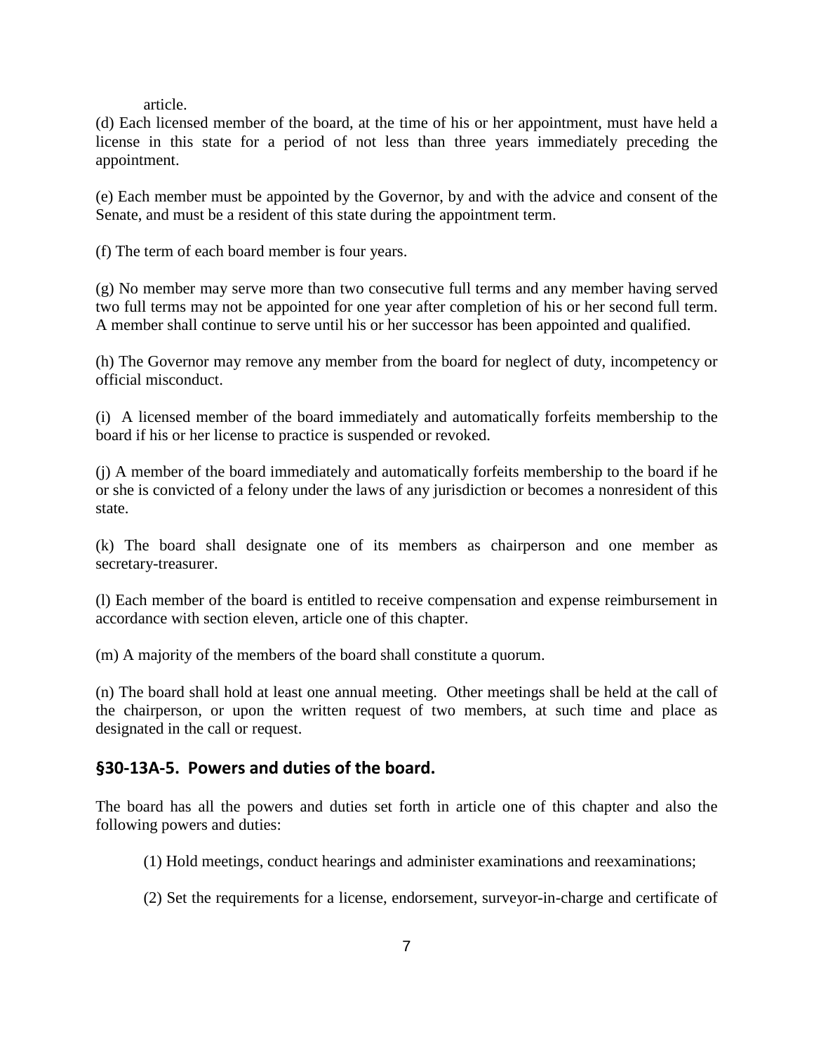article.

(d) Each licensed member of the board, at the time of his or her appointment, must have held a license in this state for a period of not less than three years immediately preceding the appointment.

(e) Each member must be appointed by the Governor, by and with the advice and consent of the Senate, and must be a resident of this state during the appointment term.

(f) The term of each board member is four years.

(g) No member may serve more than two consecutive full terms and any member having served two full terms may not be appointed for one year after completion of his or her second full term. A member shall continue to serve until his or her successor has been appointed and qualified.

(h) The Governor may remove any member from the board for neglect of duty, incompetency or official misconduct.

(i) A licensed member of the board immediately and automatically forfeits membership to the board if his or her license to practice is suspended or revoked.

(j) A member of the board immediately and automatically forfeits membership to the board if he or she is convicted of a felony under the laws of any jurisdiction or becomes a nonresident of this state.

(k) The board shall designate one of its members as chairperson and one member as secretary-treasurer.

(l) Each member of the board is entitled to receive compensation and expense reimbursement in accordance with section eleven, article one of this chapter.

(m) A majority of the members of the board shall constitute a quorum.

(n) The board shall hold at least one annual meeting. Other meetings shall be held at the call of the chairperson, or upon the written request of two members, at such time and place as designated in the call or request.

## §30-13A-5. Powers and duties of the board.

The board has all the powers and duties set forth in article one of this chapter and also the following powers and duties:

(1) Hold meetings, conduct hearings and administer examinations and reexaminations;

(2) Set the requirements for a license, endorsement, surveyor-in-charge and certificate of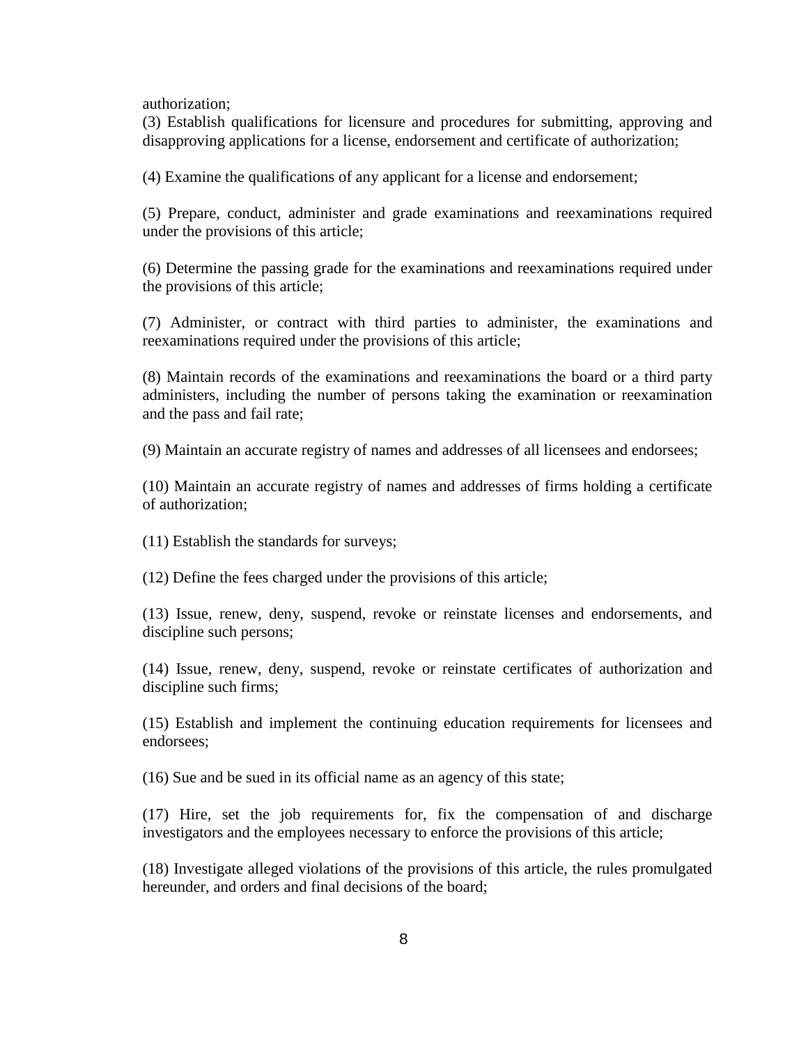authorization;

(3) Establish qualifications for licensure and procedures for submitting, approving and disapproving applications for a license, endorsement and certificate of authorization;

(4) Examine the qualifications of any applicant for a license and endorsement;

(5) Prepare, conduct, administer and grade examinations and reexaminations required under the provisions of this article;

(6) Determine the passing grade for the examinations and reexaminations required under the provisions of this article;

(7) Administer, or contract with third parties to administer, the examinations and reexaminations required under the provisions of this article;

(8) Maintain records of the examinations and reexaminations the board or a third party administers, including the number of persons taking the examination or reexamination and the pass and fail rate;

(9) Maintain an accurate registry of names and addresses of all licensees and endorsees;

(10) Maintain an accurate registry of names and addresses of firms holding a certificate of authorization;

(11) Establish the standards for surveys;

(12) Define the fees charged under the provisions of this article;

(13) Issue, renew, deny, suspend, revoke or reinstate licenses and endorsements, and discipline such persons;

(14) Issue, renew, deny, suspend, revoke or reinstate certificates of authorization and discipline such firms;

(15) Establish and implement the continuing education requirements for licensees and endorsees;

(16) Sue and be sued in its official name as an agency of this state;

(17) Hire, set the job requirements for, fix the compensation of and discharge investigators and the employees necessary to enforce the provisions of this article;

(18) Investigate alleged violations of the provisions of this article, the rules promulgated hereunder, and orders and final decisions of the board;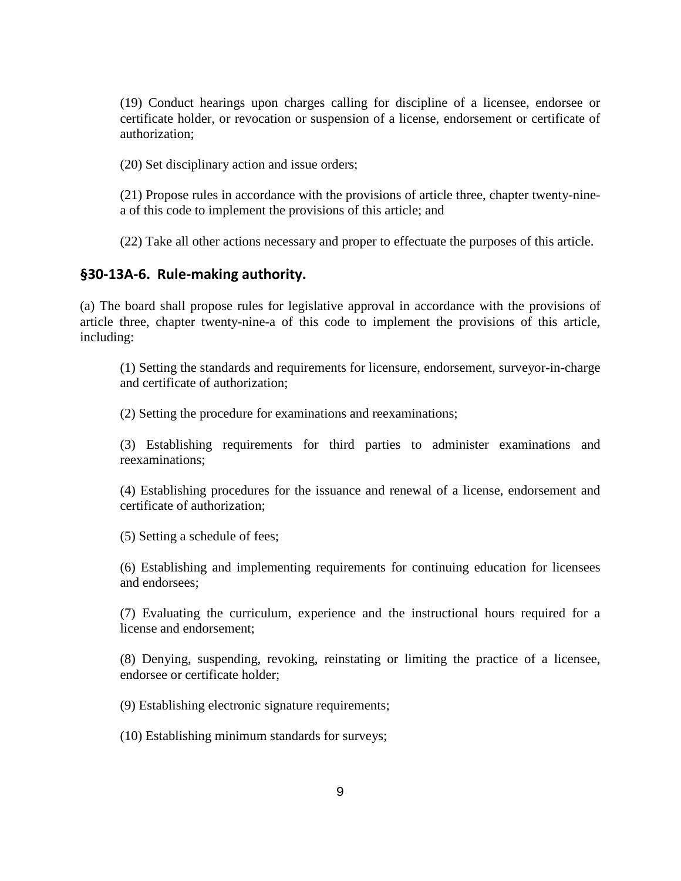(19) Conduct hearings upon charges calling for discipline of a licensee, endorsee or certificate holder, or revocation or suspension of a license, endorsement or certificate of authorization;

(20) Set disciplinary action and issue orders;

(21) Propose rules in accordance with the provisions of article three, chapter twenty-nine-a of this code to implement the provisions of this article; and

(22) Take all other actions necessary and proper to effectuate the purposes of this article.

## §30-13A-6. Rule-making authority.

(a) The board shall propose rules for legislative approval in accordance with the provisions of article three, chapter twenty-nine-a of this code to implement the provisions of this article, including:

(1) Setting the standards and requirements for licensure, endorsement, surveyor-in-charge and certificate of authorization;

(2) Setting the procedure for examinations and reexaminations;

(3) Establishing requirements for third parties to administer examinations and reexaminations;

(4) Establishing procedures for the issuance and renewal of a license, endorsement and certificate of authorization;

(5) Setting a schedule of fees;

(6) Establishing and implementing requirements for continuing education for licensees and endorsees;

(7) Evaluating the curriculum, experience and the instructional hours required for a license and endorsement;

(8) Denying, suspending, revoking, reinstating or limiting the practice of a licensee, endorsee or certificate holder;

(9) Establishing electronic signature requirements;

(10) Establishing minimum standards for surveys;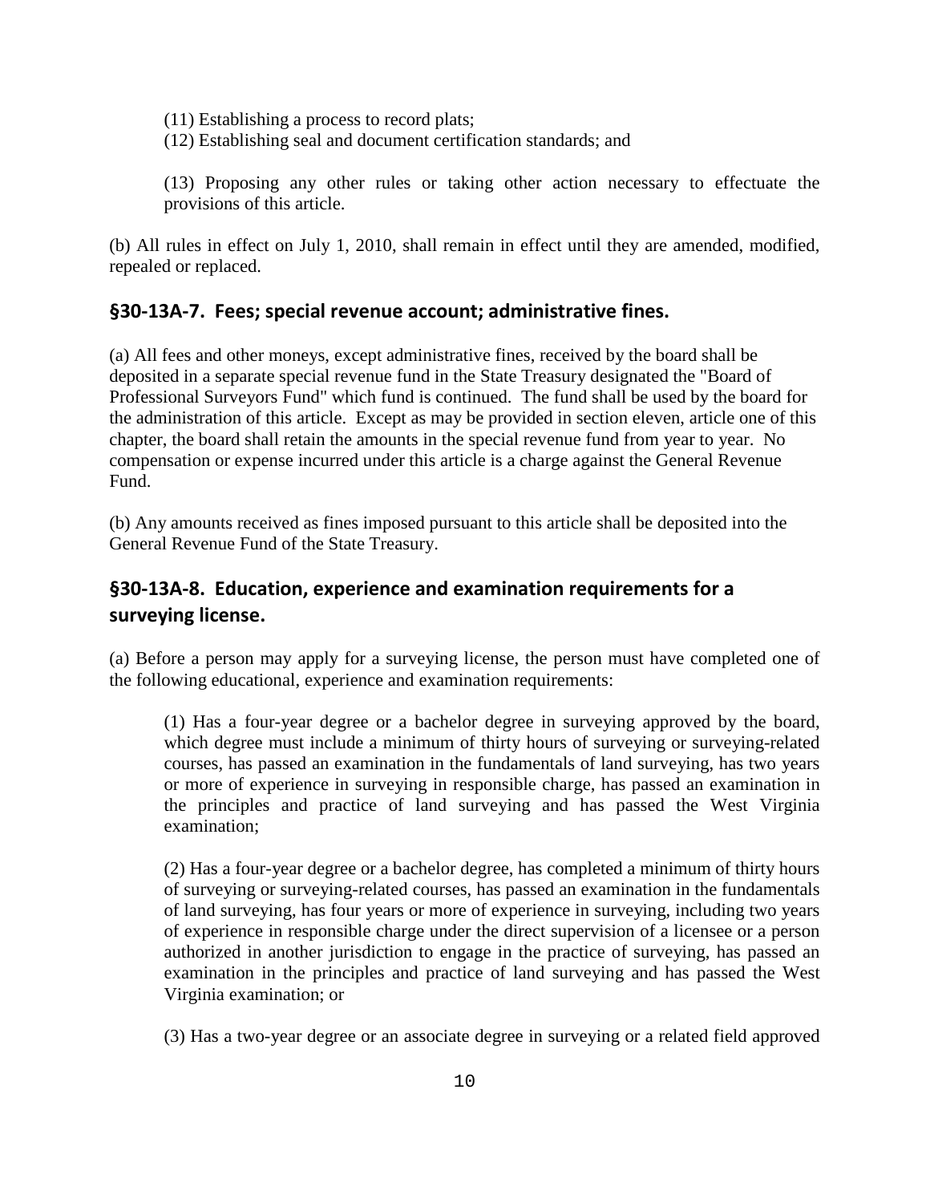(11) Establishing a process to record plats;

(12) Establishing seal and document certification standards; and

(13) Proposing any other rules or taking other action necessary to effectuate the provisions of this article.

(b) All rules in effect on July 1, 2010, shall remain in effect until they are amended, modified, repealed or replaced.

## §30-13A-7. Fees; special revenue account; administrative fines.

(a) All fees and other moneys, except administrative fines, received by the board shall be deposited in a separate special revenue fund in the State Treasury designated the "Board of Professional Surveyors Fund" which fund is continued. The fund shall be used by the board for the administration of this article. Except as may be provided in section eleven, article one of this chapter, the board shall retain the amounts in the special revenue fund from year to year. No compensation or expense incurred under this article is a charge against the General Revenue Fund.

(b) Any amounts received as fines imposed pursuant to this article shall be deposited into the General Revenue Fund of the State Treasury.

## §30-13A-8. Education, experience and examination requirements for a surveying license.

(a) Before a person may apply for a surveying license, the person must have completed one of the following educational, experience and examination requirements:

(1) Has a four-year degree or a bachelor degree in surveying approved by the board, which degree must include a minimum of thirty hours of surveying or surveying-related courses, has passed an examination in the fundamentals of land surveying, has two years or more of experience in surveying in responsible charge, has passed an examination in the principles and practice of land surveying and has passed the West Virginia examination;

(2) Has a four-year degree or a bachelor degree, has completed a minimum of thirty hours of surveying or surveying-related courses, has passed an examination in the fundamentals of land surveying, has four years or more of experience in surveying, including two years of experience in responsible charge under the direct supervision of a licensee or a person authorized in another jurisdiction to engage in the practice of surveying, has passed an examination in the principles and practice of land surveying and has passed the West Virginia examination; or

(3) Has a two-year degree or an associate degree in surveying or a related field approved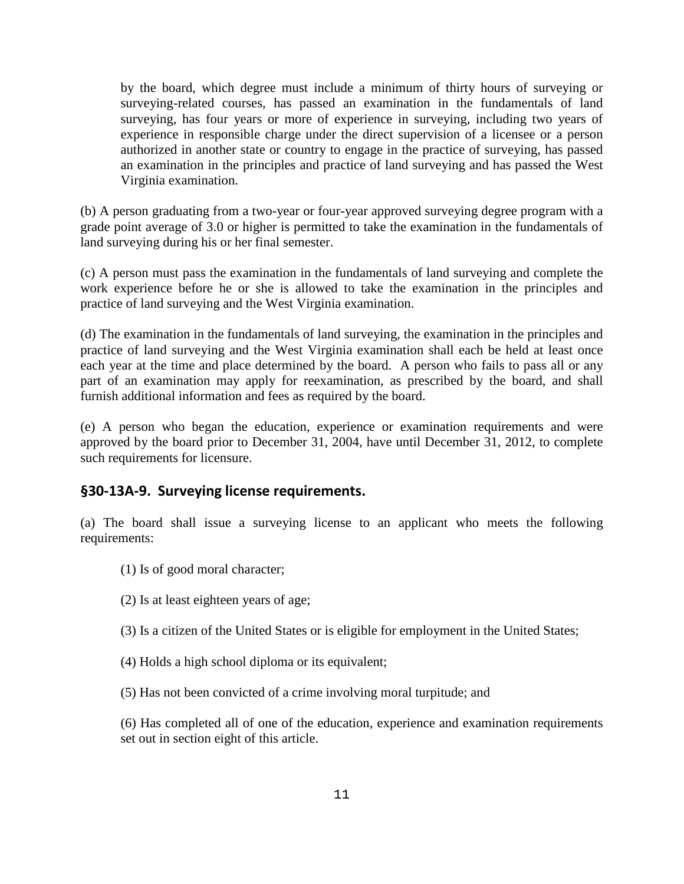by the board, which degree must include a minimum of thirty hours of surveying or surveying-related courses, has passed an examination in the fundamentals of land surveying, has four years or more of experience in surveying, including two years of experience in responsible charge under the direct supervision of a licensee or a person authorized in another state or country to engage in the practice of surveying, has passed an examination in the principles and practice of land surveying and has passed the West Virginia examination.

(b) A person graduating from a two-year or four-year approved surveying degree program with a grade point average of 3.0 or higher is permitted to take the examination in the fundamentals of land surveying during his or her final semester.

(c) A person must pass the examination in the fundamentals of land surveying and complete the work experience before he or she is allowed to take the examination in the principles and practice of land surveying and the West Virginia examination.

(d) The examination in the fundamentals of land surveying, the examination in the principles and practice of land surveying and the West Virginia examination shall each be held at least once each year at the time and place determined by the board. A person who fails to pass all or any part of an examination may apply for reexamination, as prescribed by the board, and shall furnish additional information and fees as required by the board.

(e) A person who began the education, experience or examination requirements and were approved by the board prior to December 31, 2004, have until December 31, 2012, to complete such requirements for licensure.

## §30-13A-9. Surveying license requirements.

(a) The board shall issue a surveying license to an applicant who meets the following requirements:

(1) Is of good moral character;

(2) Is at least eighteen years of age;

(3) Is a citizen of the United States or is eligible for employment in the United States;

(4) Holds a high school diploma or its equivalent;

(5) Has not been convicted of a crime involving moral turpitude; and

(6) Has completed all of one of the education, experience and examination requirements set out in section eight of this article.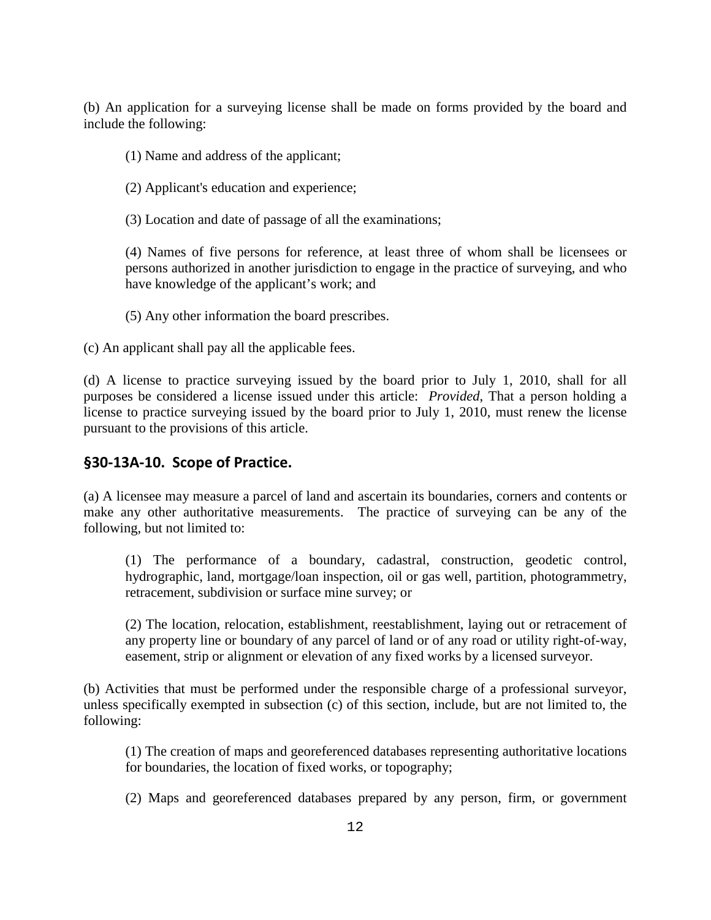(b) An application for a surveying license shall be made on forms provided by the board and include the following:

(1) Name and address of the applicant;

(2) Applicant's education and experience;

(3) Location and date of passage of all the examinations;

(4) Names of five persons for reference, at least three of whom shall be licensees or persons authorized in another jurisdiction to engage in the practice of surveying, and who have knowledge of the applicant's work; and

(5) Any other information the board prescribes.

(c) An applicant shall pay all the applicable fees.

(d) A license to practice surveying issued by the board prior to July 1, 2010, shall for all purposes be considered a license issued under this article: *Provided*, That a person holding a license to practice surveying issued by the board prior to July 1, 2010, must renew the license pursuant to the provisions of this article.

## §30-13A-10. Scope of Practice.

(a) A licensee may measure a parcel of land and ascertain its boundaries, corners and contents or make any other authoritative measurements. The practice of surveying can be any of the following, but not limited to:

(1) The performance of a boundary, cadastral, construction, geodetic control, hydrographic, land, mortgage/loan inspection, oil or gas well, partition, photogrammetry, retracement, subdivision or surface mine survey; or

(2) The location, relocation, establishment, reestablishment, laying out or retracement of any property line or boundary of any parcel of land or of any road or utility right-of-way, easement, strip or alignment or elevation of any fixed works by a licensed surveyor.

(b) Activities that must be performed under the responsible charge of a professional surveyor, unless specifically exempted in subsection (c) of this section, include, but are not limited to, the following:

(1) The creation of maps and georeferenced databases representing authoritative locations for boundaries, the location of fixed works, or topography;

(2) Maps and georeferenced databases prepared by any person, firm, or government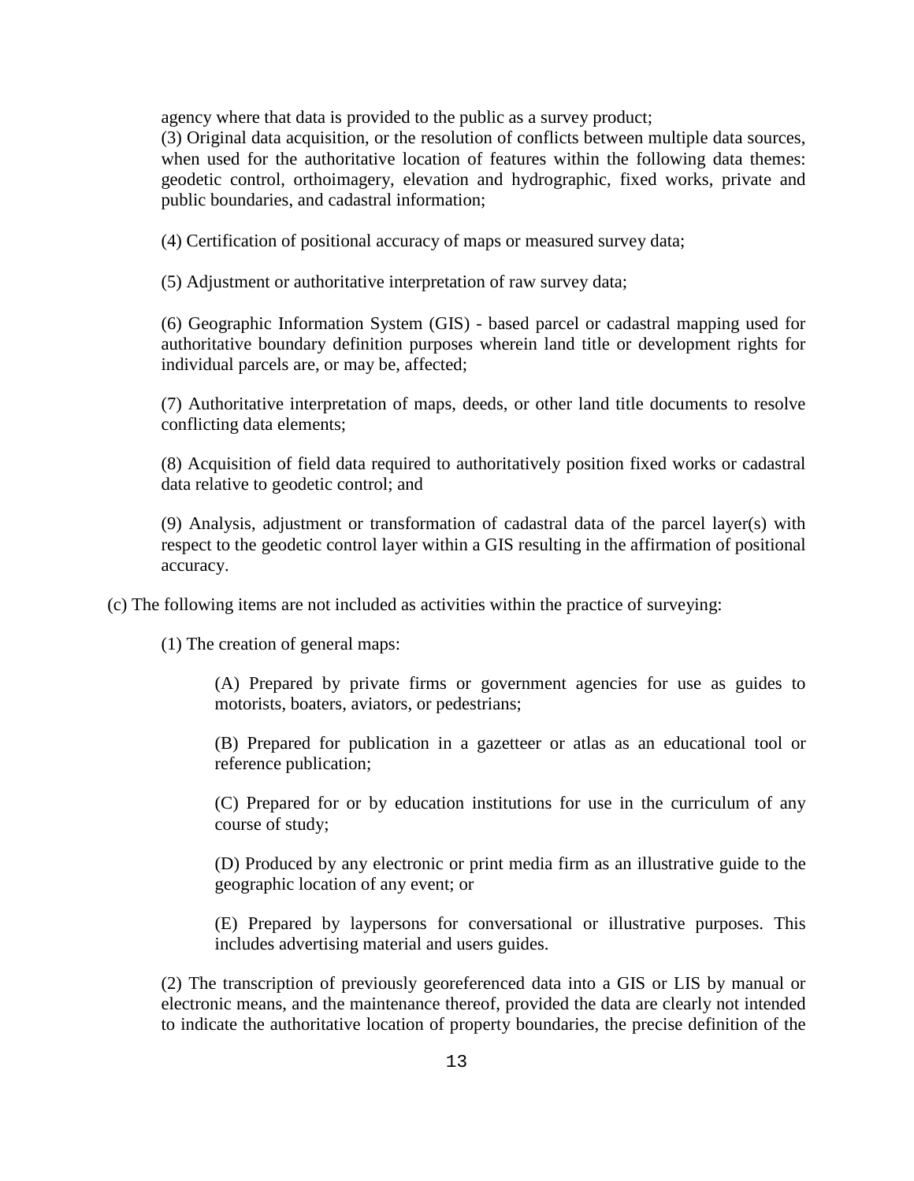agency where that data is provided to the public as a survey product;

(3) Original data acquisition, or the resolution of conflicts between multiple data sources, when used for the authoritative location of features within the following data themes: geodetic control, orthoimagery, elevation and hydrographic, fixed works, private and public boundaries, and cadastral information;

(4) Certification of positional accuracy of maps or measured survey data;

(5) Adjustment or authoritative interpretation of raw survey data;

(6) Geographic Information System (GIS) - based parcel or cadastral mapping used for authoritative boundary definition purposes wherein land title or development rights for individual parcels are, or may be, affected;

(7) Authoritative interpretation of maps, deeds, or other land title documents to resolve conflicting data elements;

(8) Acquisition of field data required to authoritatively position fixed works or cadastral data relative to geodetic control; and

(9) Analysis, adjustment or transformation of cadastral data of the parcel layer(s) with respect to the geodetic control layer within a GIS resulting in the affirmation of positional accuracy.

(c) The following items are not included as activities within the practice of surveying:

(1) The creation of general maps:

(A) Prepared by private firms or government agencies for use as guides to motorists, boaters, aviators, or pedestrians;

(B) Prepared for publication in a gazetteer or atlas as an educational tool or reference publication;

(C) Prepared for or by education institutions for use in the curriculum of any course of study;

(D) Produced by any electronic or print media firm as an illustrative guide to the geographic location of any event; or

(E) Prepared by laypersons for conversational or illustrative purposes. This includes advertising material and users guides.

(2) The transcription of previously georeferenced data into a GIS or LIS by manual or electronic means, and the maintenance thereof, provided the data are clearly not intended to indicate the authoritative location of property boundaries, the precise definition of the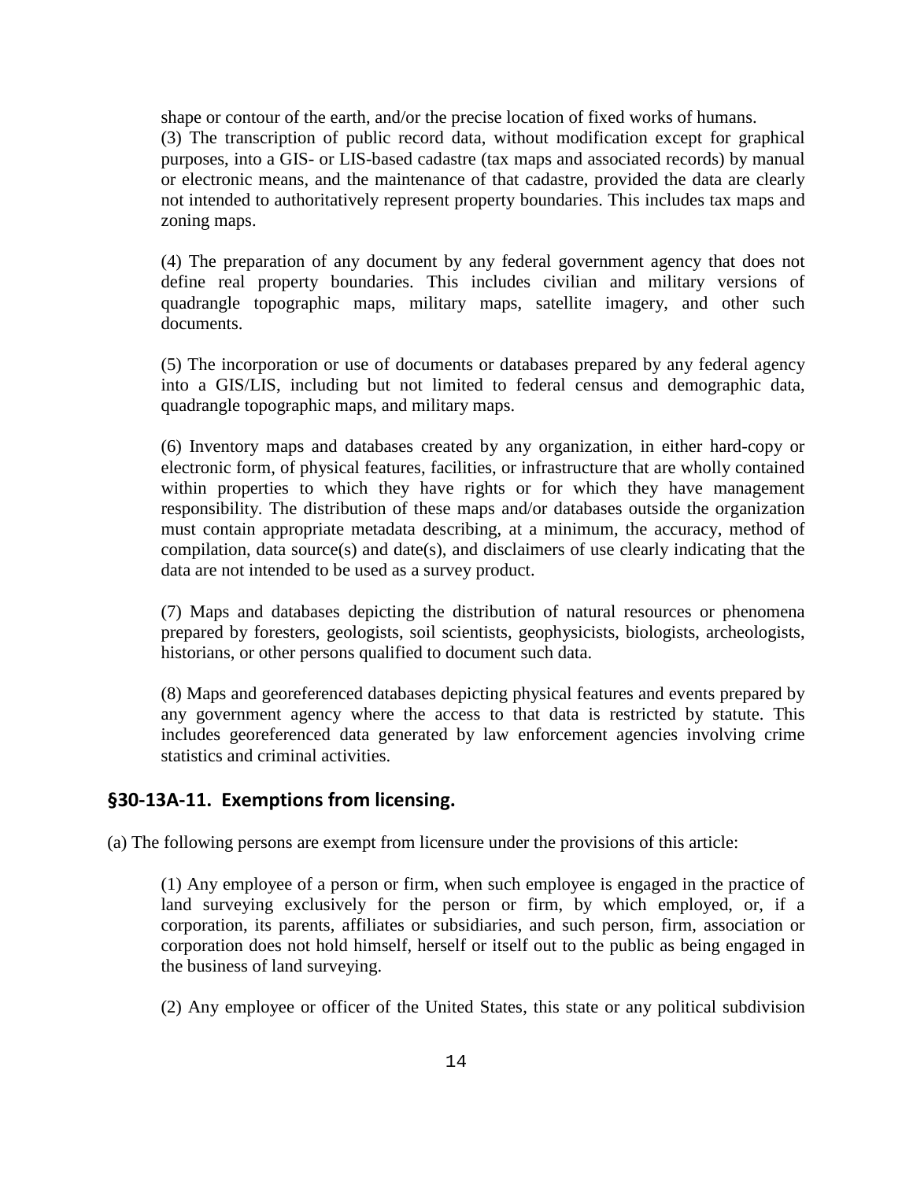shape or contour of the earth, and/or the precise location of fixed works of humans.

(3) The transcription of public record data, without modification except for graphical purposes, into a GIS- or LIS-based cadastre (tax maps and associated records) by manual or electronic means, and the maintenance of that cadastre, provided the data are clearly not intended to authoritatively represent property boundaries. This includes tax maps and zoning maps.

(4) The preparation of any document by any federal government agency that does not define real property boundaries. This includes civilian and military versions of quadrangle topographic maps, military maps, satellite imagery, and other such documents.

(5) The incorporation or use of documents or databases prepared by any federal agency into a GIS/LIS, including but not limited to federal census and demographic data, quadrangle topographic maps, and military maps.

(6) Inventory maps and databases created by any organization, in either hard-copy or electronic form, of physical features, facilities, or infrastructure that are wholly contained within properties to which they have rights or for which they have management responsibility. The distribution of these maps and/or databases outside the organization must contain appropriate metadata describing, at a minimum, the accuracy, method of compilation, data source(s) and date(s), and disclaimers of use clearly indicating that the data are not intended to be used as a survey product.

(7) Maps and databases depicting the distribution of natural resources or phenomena prepared by foresters, geologists, soil scientists, geophysicists, biologists, archeologists, historians, or other persons qualified to document such data.

(8) Maps and georeferenced databases depicting physical features and events prepared by any government agency where the access to that data is restricted by statute. This includes georeferenced data generated by law enforcement agencies involving crime statistics and criminal activities.

## §30-13A-11. Exemptions from licensing.

(a) The following persons are exempt from licensure under the provisions of this article:

(1) Any employee of a person or firm, when such employee is engaged in the practice of land surveying exclusively for the person or firm, by which employed, or, if a corporation, its parents, affiliates or subsidiaries, and such person, firm, association or corporation does not hold himself, herself or itself out to the public as being engaged in the business of land surveying.

(2) Any employee or officer of the United States, this state or any political subdivision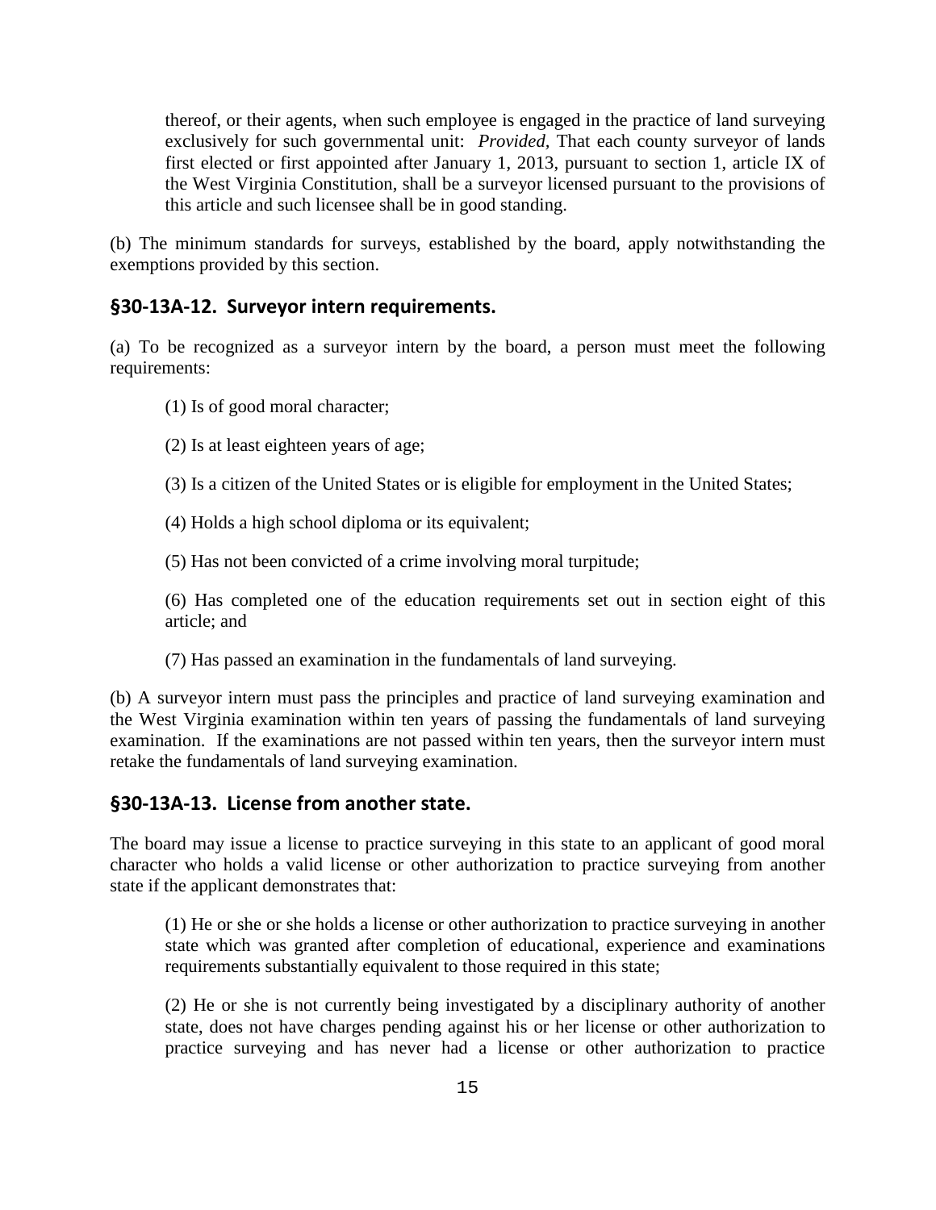thereof, or their agents, when such employee is engaged in the practice of land surveying exclusively for such governmental unit: *Provided*, That each county surveyor of lands first elected or first appointed after January 1, 2013, pursuant to section 1, article IX of the West Virginia Constitution, shall be a surveyor licensed pursuant to the provisions of this article and such licensee shall be in good standing.

(b) The minimum standards for surveys, established by the board, apply notwithstanding the exemptions provided by this section.

### §30-13A-12. Surveyor intern requirements.

(a) To be recognized as a surveyor intern by the board, a person must meet the following requirements:

(1) Is of good moral character;

(2) Is at least eighteen years of age;

(3) Is a citizen of the United States or is eligible for employment in the United States;

(4) Holds a high school diploma or its equivalent;

(5) Has not been convicted of a crime involving moral turpitude;

(6) Has completed one of the education requirements set out in section eight of this article; and

(7) Has passed an examination in the fundamentals of land surveying.

(b) A surveyor intern must pass the principles and practice of land surveying examination and the West Virginia examination within ten years of passing the fundamentals of land surveying examination. If the examinations are not passed within ten years, then the surveyor intern must retake the fundamentals of land surveying examination.

### §30-13A-13. License from another state.

The board may issue a license to practice surveying in this state to an applicant of good moral character who holds a valid license or other authorization to practice surveying from another state if the applicant demonstrates that:

(1) He or she or she holds a license or other authorization to practice surveying in another state which was granted after completion of educational, experience and examinations requirements substantially equivalent to those required in this state;

(2) He or she is not currently being investigated by a disciplinary authority of another state, does not have charges pending against his or her license or other authorization to practice surveying and has never had a license or other authorization to practice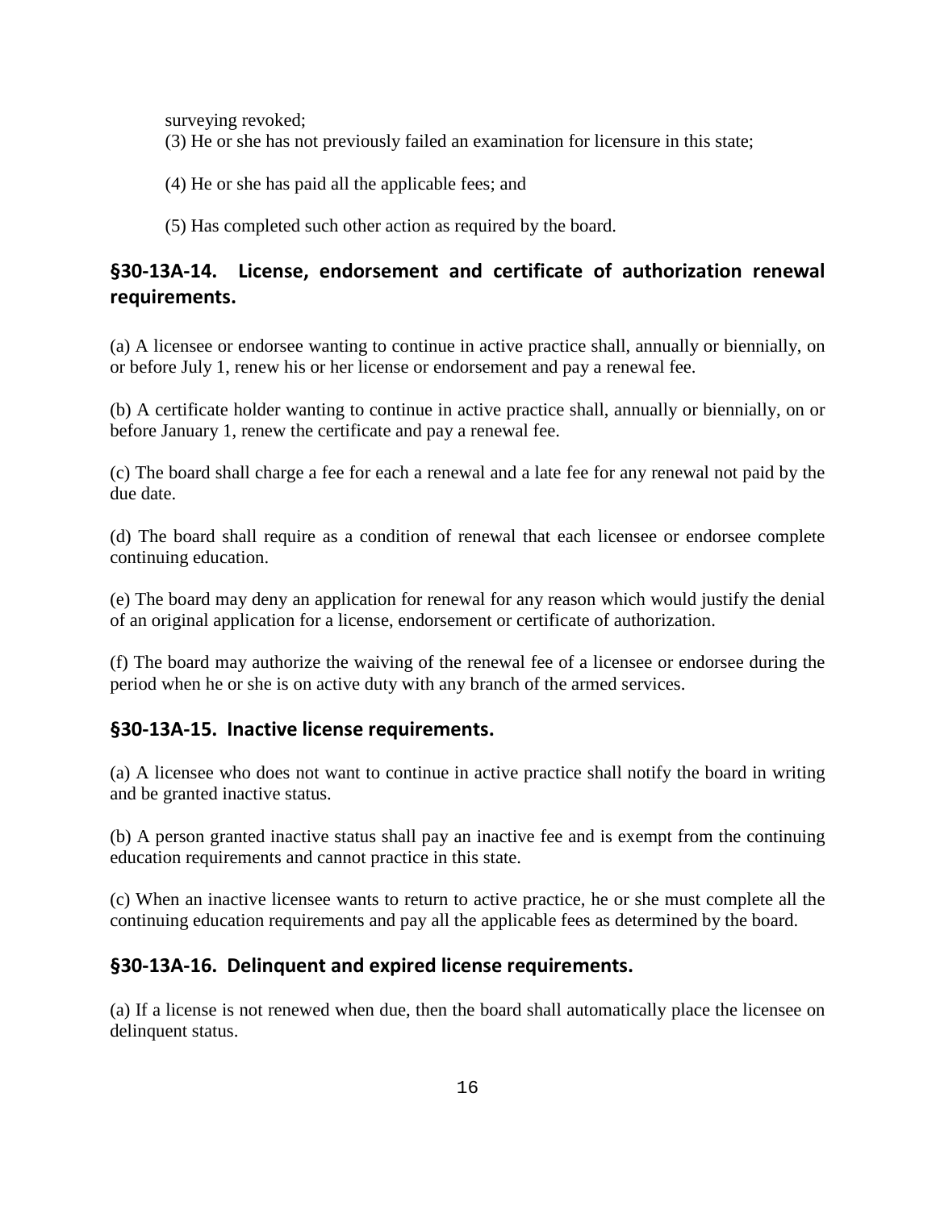surveying revoked;

(3) He or she has not previously failed an examination for licensure in this state;

(4) He or she has paid all the applicable fees; and

(5) Has completed such other action as required by the board.

## §30-13A-14. License, endorsement and certificate of authorization renewal requirements.

(a) A licensee or endorsee wanting to continue in active practice shall, annually or biennially, on or before July 1, renew his or her license or endorsement and pay a renewal fee.

(b) A certificate holder wanting to continue in active practice shall, annually or biennially, on or before January 1, renew the certificate and pay a renewal fee.

(c) The board shall charge a fee for each a renewal and a late fee for any renewal not paid by the due date.

(d) The board shall require as a condition of renewal that each licensee or endorsee complete continuing education.

(e) The board may deny an application for renewal for any reason which would justify the denial of an original application for a license, endorsement or certificate of authorization.

(f) The board may authorize the waiving of the renewal fee of a licensee or endorsee during the period when he or she is on active duty with any branch of the armed services.

## §30-13A-15. Inactive license requirements.

(a) A licensee who does not want to continue in active practice shall notify the board in writing and be granted inactive status.

(b) A person granted inactive status shall pay an inactive fee and is exempt from the continuing education requirements and cannot practice in this state.

(c) When an inactive licensee wants to return to active practice, he or she must complete all the continuing education requirements and pay all the applicable fees as determined by the board.

## §30-13A-16. Delinquent and expired license requirements.

(a) If a license is not renewed when due, then the board shall automatically place the licensee on delinquent status.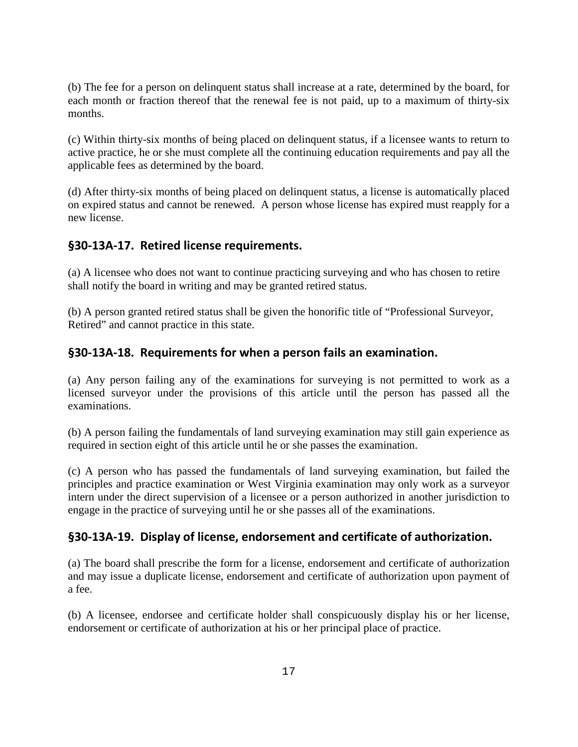(b) The fee for a person on delinquent status shall increase at a rate, determined by the board, for each month or fraction thereof that the renewal fee is not paid, up to a maximum of thirty-six months.

(c) Within thirty-six months of being placed on delinquent status, if a licensee wants to return to active practice, he or she must complete all the continuing education requirements and pay all the applicable fees as determined by the board.

(d) After thirty-six months of being placed on delinquent status, a license is automatically placed on expired status and cannot be renewed. A person whose license has expired must reapply for a new license.

## §30-13A-17. Retired license requirements.

(a) A licensee who does not want to continue practicing surveying and who has chosen to retire shall notify the board in writing and may be granted retired status.

(b) A person granted retired status shall be given the honorific title of "Professional Surveyor, Retired" and cannot practice in this state.

## §30-13A-18. Requirements for when a person fails an examination.

(a) Any person failing any of the examinations for surveying is not permitted to work as a licensed surveyor under the provisions of this article until the person has passed all the examinations.

(b) A person failing the fundamentals of land surveying examination may still gain experience as required in section eight of this article until he or she passes the examination.

(c) A person who has passed the fundamentals of land surveying examination, but failed the principles and practice examination or West Virginia examination may only work as a surveyor intern under the direct supervision of a licensee or a person authorized in another jurisdiction to engage in the practice of surveying until he or she passes all of the examinations.

## §30-13A-19. Display of license, endorsement and certificate of authorization.

(a) The board shall prescribe the form for a license, endorsement and certificate of authorization and may issue a duplicate license, endorsement and certificate of authorization upon payment of a fee.

(b) A licensee, endorsee and certificate holder shall conspicuously display his or her license, endorsement or certificate of authorization at his or her principal place of practice.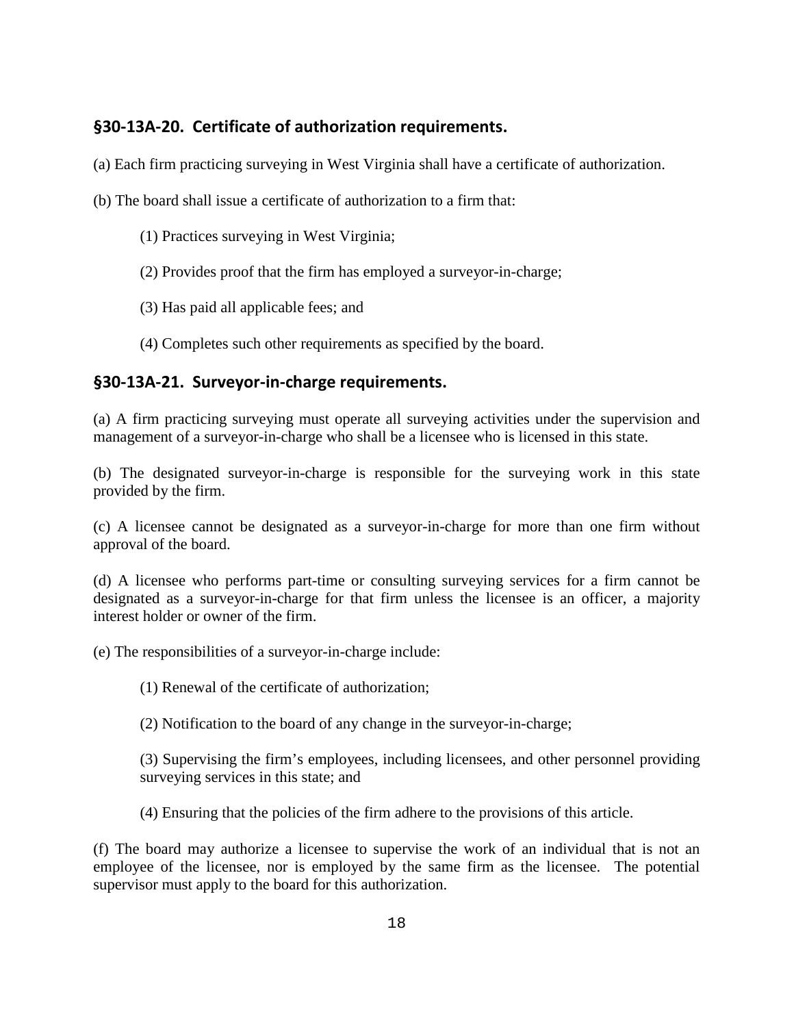## §30-13A-20. Certificate of authorization requirements.

(a) Each firm practicing surveying in West Virginia shall have a certificate of authorization.

(b) The board shall issue a certificate of authorization to a firm that:

(1) Practices surveying in West Virginia;

(2) Provides proof that the firm has employed a surveyor-in-charge;

(3) Has paid all applicable fees; and

(4) Completes such other requirements as specified by the board.

## §30-13A-21. Surveyor-in-charge requirements.

(a) A firm practicing surveying must operate all surveying activities under the supervision and management of a surveyor-in-charge who shall be a licensee who is licensed in this state.

(b) The designated surveyor-in-charge is responsible for the surveying work in this state provided by the firm.

(c) A licensee cannot be designated as a surveyor-in-charge for more than one firm without approval of the board.

(d) A licensee who performs part-time or consulting surveying services for a firm cannot be designated as a surveyor-in-charge for that firm unless the licensee is an officer, a majority interest holder or owner of the firm.

(e) The responsibilities of a surveyor-in-charge include:

(1) Renewal of the certificate of authorization;

(2) Notification to the board of any change in the surveyor-in-charge;

(3) Supervising the firm's employees, including licensees, and other personnel providing surveying services in this state; and

(4) Ensuring that the policies of the firm adhere to the provisions of this article.

(f) The board may authorize a licensee to supervise the work of an individual that is not an employee of the licensee, nor is employed by the same firm as the licensee. The potential supervisor must apply to the board for this authorization.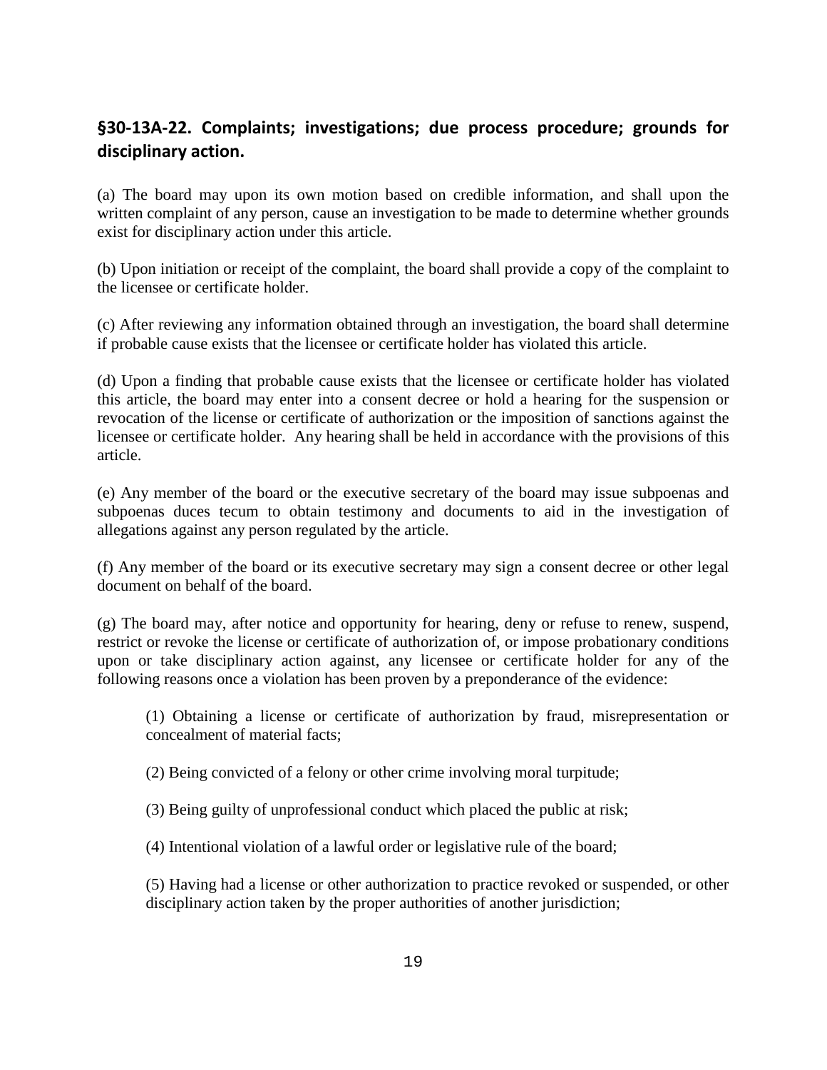## §30-13A-22. Complaints; investigations; due process procedure; grounds for disciplinary action.

(a) The board may upon its own motion based on credible information, and shall upon the written complaint of any person, cause an investigation to be made to determine whether grounds exist for disciplinary action under this article.

(b) Upon initiation or receipt of the complaint, the board shall provide a copy of the complaint to the licensee or certificate holder.

(c) After reviewing any information obtained through an investigation, the board shall determine if probable cause exists that the licensee or certificate holder has violated this article.

(d) Upon a finding that probable cause exists that the licensee or certificate holder has violated this article, the board may enter into a consent decree or hold a hearing for the suspension or revocation of the license or certificate of authorization or the imposition of sanctions against the licensee or certificate holder. Any hearing shall be held in accordance with the provisions of this article.

(e) Any member of the board or the executive secretary of the board may issue subpoenas and subpoenas duces tecum to obtain testimony and documents to aid in the investigation of allegations against any person regulated by the article.

(f) Any member of the board or its executive secretary may sign a consent decree or other legal document on behalf of the board.

(g) The board may, after notice and opportunity for hearing, deny or refuse to renew, suspend, restrict or revoke the license or certificate of authorization of, or impose probationary conditions upon or take disciplinary action against, any licensee or certificate holder for any of the following reasons once a violation has been proven by a preponderance of the evidence:

(1) Obtaining a license or certificate of authorization by fraud, misrepresentation or concealment of material facts;

(2) Being convicted of a felony or other crime involving moral turpitude;

(3) Being guilty of unprofessional conduct which placed the public at risk;

(4) Intentional violation of a lawful order or legislative rule of the board;

(5) Having had a license or other authorization to practice revoked or suspended, or other disciplinary action taken by the proper authorities of another jurisdiction;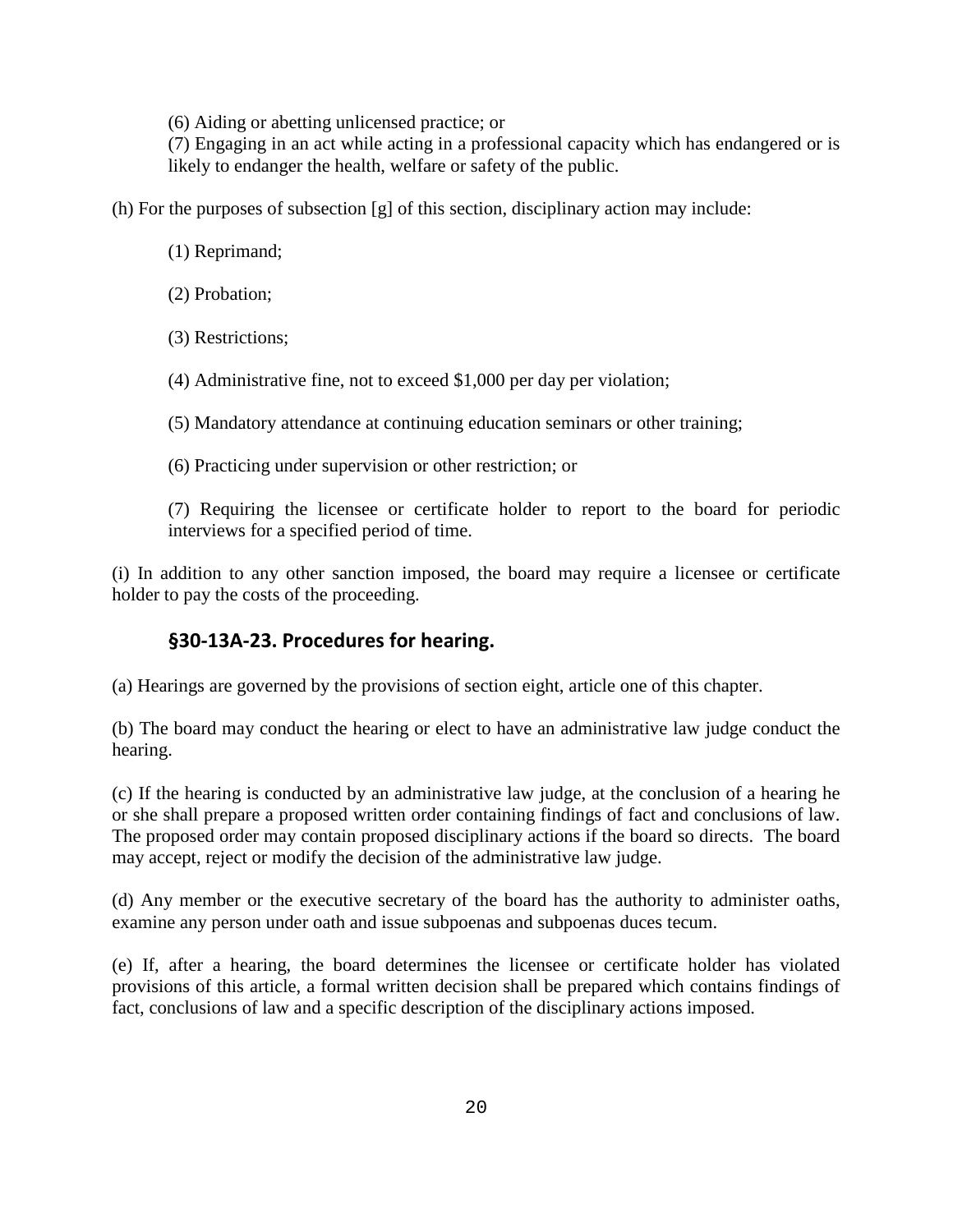(6) Aiding or abetting unlicensed practice; or

(7) Engaging in an act while acting in a professional capacity which has endangered or is likely to endanger the health, welfare or safety of the public.

(h) For the purposes of subsection [g] of this section, disciplinary action may include:

(1) Reprimand;

(2) Probation;

(3) Restrictions;

(4) Administrative fine, not to exceed $1,000 per day per violation;

(5) Mandatory attendance at continuing education seminars or other training;

(6) Practicing under supervision or other restriction; or

(7) Requiring the licensee or certificate holder to report to the board for periodic interviews for a specified period of time.

(i) In addition to any other sanction imposed, the board may require a licensee or certificate holder to pay the costs of the proceeding.

### §30-13A-23. Procedures for hearing.

(a) Hearings are governed by the provisions of section eight, article one of this chapter.

(b) The board may conduct the hearing or elect to have an administrative law judge conduct the hearing.

(c) If the hearing is conducted by an administrative law judge, at the conclusion of a hearing he or she shall prepare a proposed written order containing findings of fact and conclusions of law. The proposed order may contain proposed disciplinary actions if the board so directs. The board may accept, reject or modify the decision of the administrative law judge.

(d) Any member or the executive secretary of the board has the authority to administer oaths, examine any person under oath and issue subpoenas and subpoenas duces tecum.

(e) If, after a hearing, the board determines the licensee or certificate holder has violated provisions of this article, a formal written decision shall be prepared which contains findings of fact, conclusions of law and a specific description of the disciplinary actions imposed.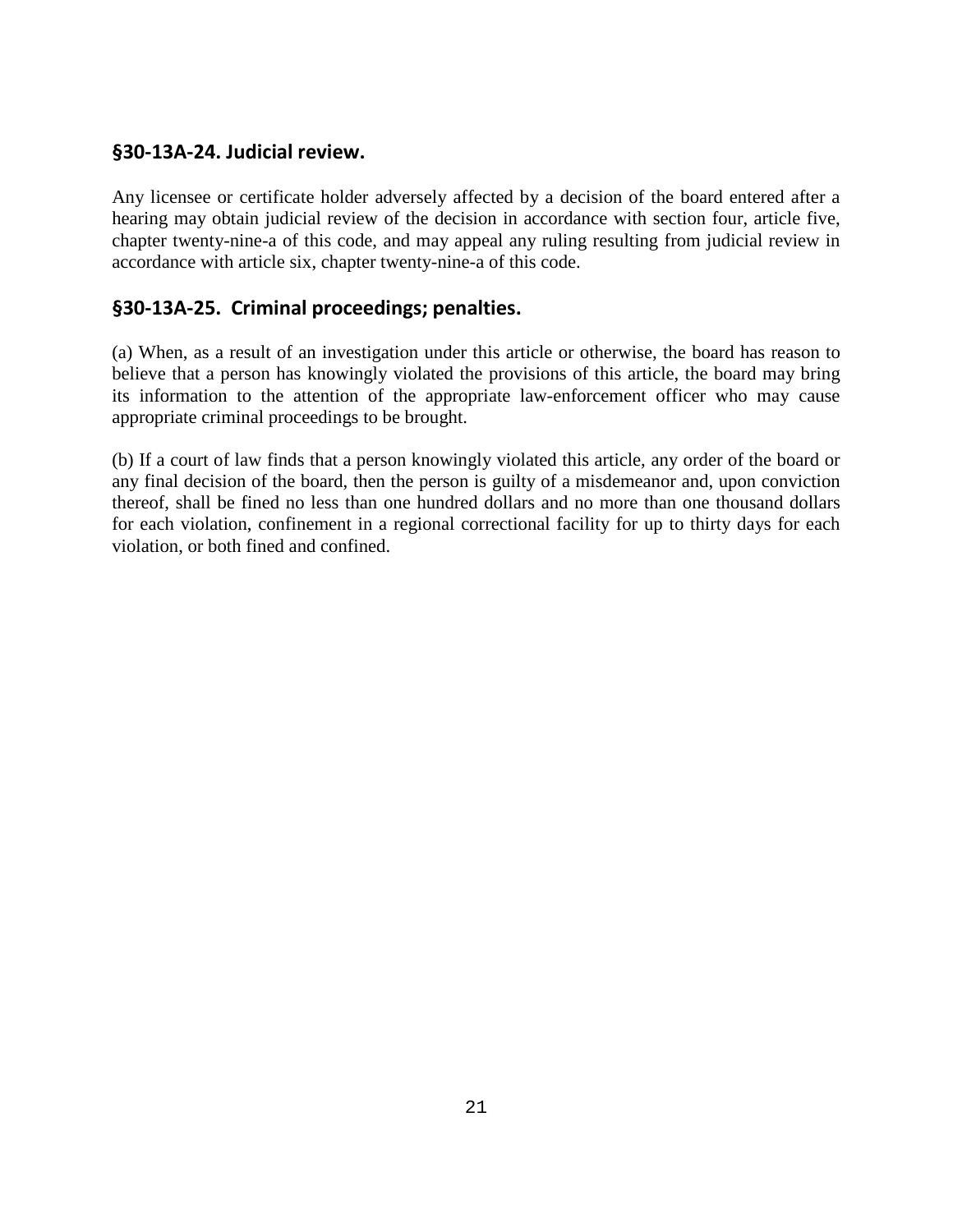### §30-13A-24. Judicial review.

Any licensee or certificate holder adversely affected by a decision of the board entered after a hearing may obtain judicial review of the decision in accordance with section four, article five, chapter twenty-nine-a of this code, and may appeal any ruling resulting from judicial review in accordance with article six, chapter twenty-nine-a of this code.

### §30-13A-25. Criminal proceedings; penalties.

(a) When, as a result of an investigation under this article or otherwise, the board has reason to believe that a person has knowingly violated the provisions of this article, the board may bring its information to the attention of the appropriate law-enforcement officer who may cause appropriate criminal proceedings to be brought.

(b) If a court of law finds that a person knowingly violated this article, any order of the board or any final decision of the board, then the person is guilty of a misdemeanor and, upon conviction thereof, shall be fined no less than one hundred dollars and no more than one thousand dollars for each violation, confinement in a regional correctional facility for up to thirty days for each violation, or both fined and confined.